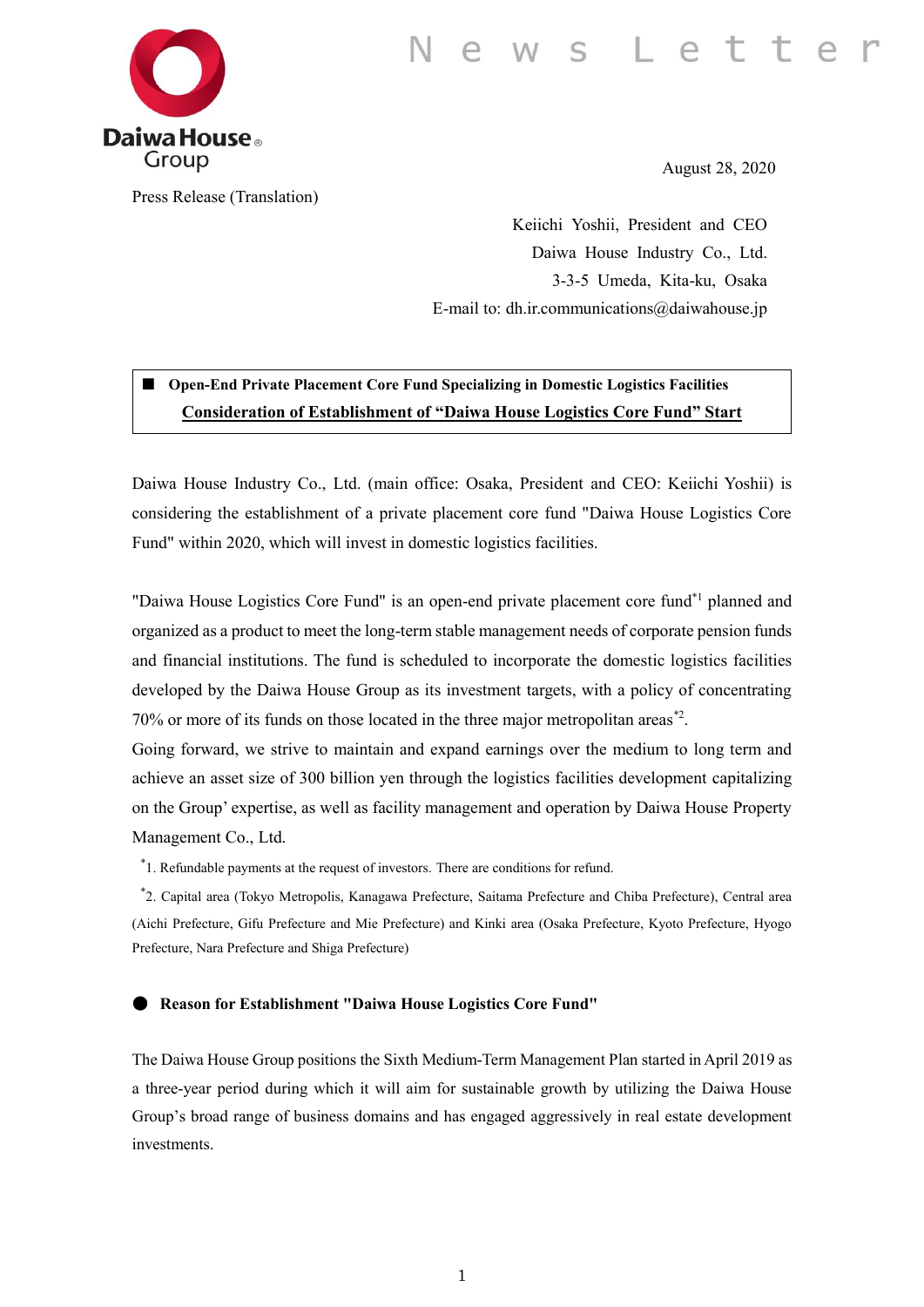News Letter

Daiwa House Group

August 28, 2020

Press Release (Translation)

Keiichi Yoshii, President and CEO
Daiwa House Industry Co., Ltd.
3-3-5 Umeda, Kita-ku, Osaka
E-mail to: dh.ir.communications@daiwahouse.jp

## ■ Open-End Private Placement Core Fund Specializing in Domestic Logistics Facilities
## Consideration of Establishment of "Daiwa House Logistics Core Fund" Start

Daiwa House Industry Co., Ltd. (main office: Osaka, President and CEO: Keiichi Yoshii) is considering the establishment of a private placement core fund "Daiwa House Logistics Core Fund" within 2020, which will invest in domestic logistics facilities.

"Daiwa House Logistics Core Fund" is an open-end private placement core fund[*1] planned and organized as a product to meet the long-term stable management needs of corporate pension funds and financial institutions. The fund is scheduled to incorporate the domestic logistics facilities developed by the Daiwa House Group as its investment targets, with a policy of concentrating 70% or more of its funds on those located in the three major metropolitan areas[*2].
Going forward, we strive to maintain and expand earnings over the medium to long term and achieve an asset size of 300 billion yen through the logistics facilities development capitalizing on the Group' expertise, as well as facility management and operation by Daiwa House Property Management Co., Ltd.

[*]1. Refundable payments at the request of investors. There are conditions for refund.

[*]2. Capital area (Tokyo Metropolis, Kanagawa Prefecture, Saitama Prefecture and Chiba Prefecture), Central area (Aichi Prefecture, Gifu Prefecture and Mie Prefecture) and Kinki area (Osaka Prefecture, Kyoto Prefecture, Hyogo Prefecture, Nara Prefecture and Shiga Prefecture)

### ● Reason for Establishment "Daiwa House Logistics Core Fund"

The Daiwa House Group positions the Sixth Medium-Term Management Plan started in April 2019 as a three-year period during which it will aim for sustainable growth by utilizing the Daiwa House Group's broad range of business domains and has engaged aggressively in real estate development investments.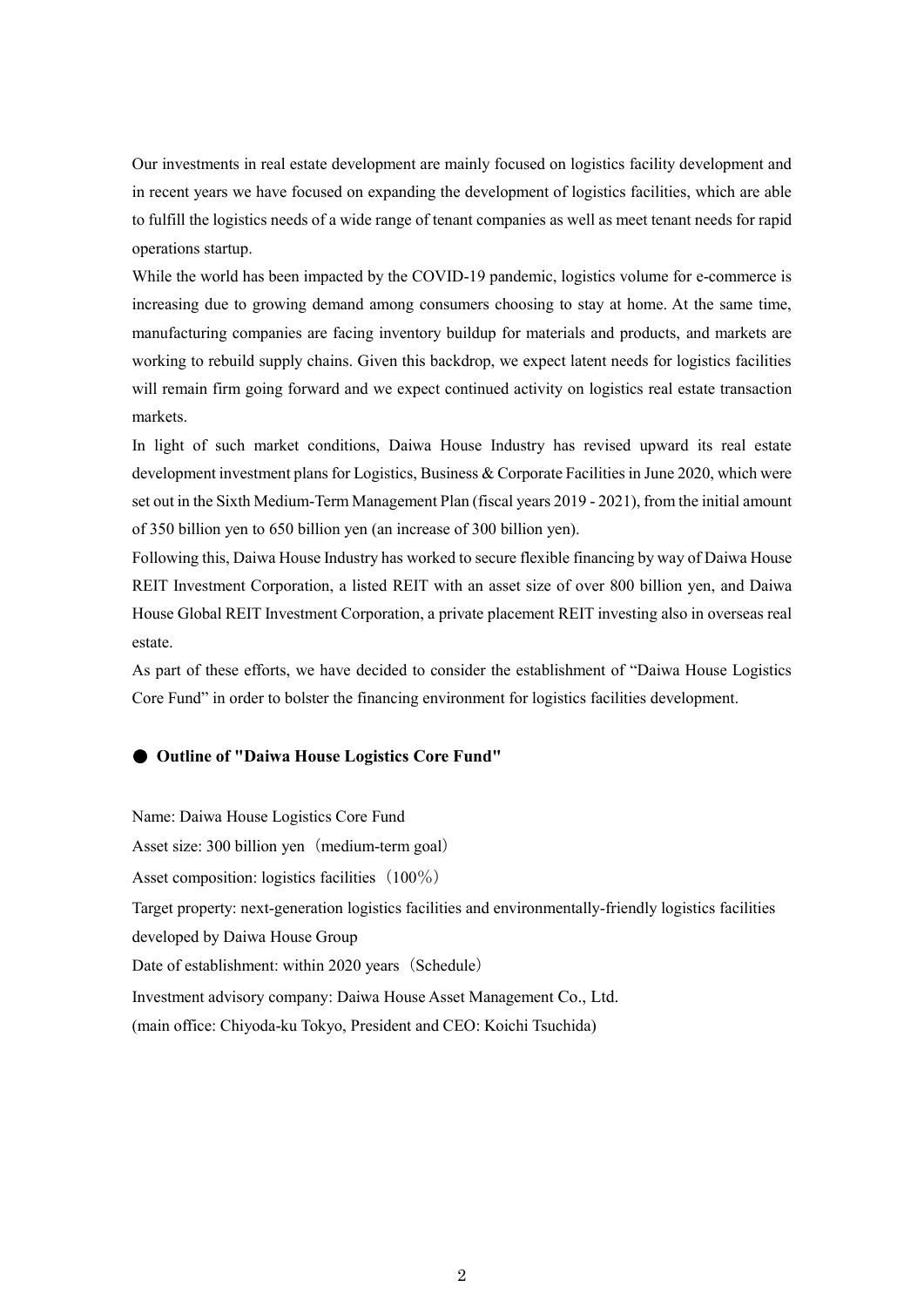Our investments in real estate development are mainly focused on logistics facility development and in recent years we have focused on expanding the development of logistics facilities, which are able to fulfill the logistics needs of a wide range of tenant companies as well as meet tenant needs for rapid operations startup.

While the world has been impacted by the COVID-19 pandemic, logistics volume for e-commerce is increasing due to growing demand among consumers choosing to stay at home. At the same time, manufacturing companies are facing inventory buildup for materials and products, and markets are working to rebuild supply chains. Given this backdrop, we expect latent needs for logistics facilities will remain firm going forward and we expect continued activity on logistics real estate transaction markets.

In light of such market conditions, Daiwa House Industry has revised upward its real estate development investment plans for Logistics, Business & Corporate Facilities in June 2020, which were set out in the Sixth Medium-Term Management Plan (fiscal years 2019 - 2021), from the initial amount of 350 billion yen to 650 billion yen (an increase of 300 billion yen).

Following this, Daiwa House Industry has worked to secure flexible financing by way of Daiwa House REIT Investment Corporation, a listed REIT with an asset size of over 800 billion yen, and Daiwa House Global REIT Investment Corporation, a private placement REIT investing also in overseas real estate.

As part of these efforts, we have decided to consider the establishment of "Daiwa House Logistics Core Fund" in order to bolster the financing environment for logistics facilities development.

### ● Outline of "Daiwa House Logistics Core Fund"

Name: Daiwa House Logistics Core Fund

Asset size: 300 billion yen（medium-term goal）

Asset composition: logistics facilities（100％）

Target property: next-generation logistics facilities and environmentally-friendly logistics facilities developed by Daiwa House Group

Date of establishment: within 2020 years（Schedule）

Investment advisory company: Daiwa House Asset Management Co., Ltd.
(main office: Chiyoda-ku Tokyo, President and CEO: Koichi Tsuchida)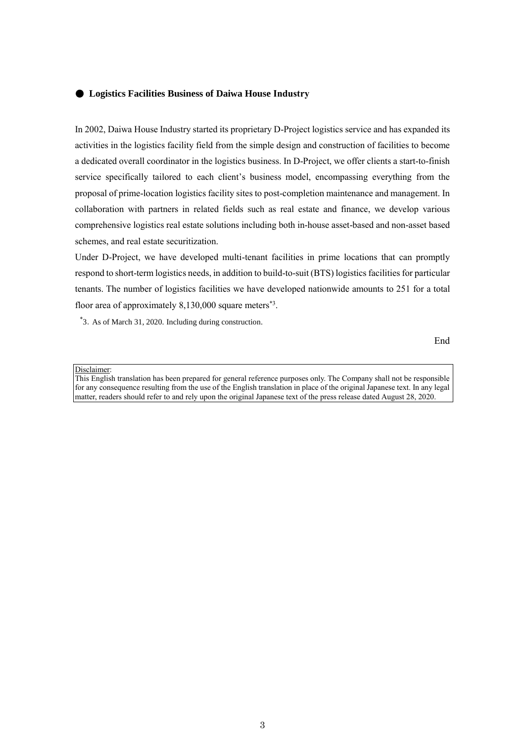## ● Logistics Facilities Business of Daiwa House Industry

In 2002, Daiwa House Industry started its proprietary D-Project logistics service and has expanded its activities in the logistics facility field from the simple design and construction of facilities to become a dedicated overall coordinator in the logistics business. In D-Project, we offer clients a start-to-finish service specifically tailored to each client's business model, encompassing everything from the proposal of prime-location logistics facility sites to post-completion maintenance and management. In collaboration with partners in related fields such as real estate and finance, we develop various comprehensive logistics real estate solutions including both in-house asset-based and non-asset based schemes, and real estate securitization.

Under D-Project, we have developed multi-tenant facilities in prime locations that can promptly respond to short-term logistics needs, in addition to build-to-suit (BTS) logistics facilities for particular tenants. The number of logistics facilities we have developed nationwide amounts to 251 for a total floor area of approximately 8,130,000 square meters[*3].

[*3]. As of March 31, 2020. Including during construction.

End

Disclaimer:
This English translation has been prepared for general reference purposes only. The Company shall not be responsible for any consequence resulting from the use of the English translation in place of the original Japanese text. In any legal matter, readers should refer to and rely upon the original Japanese text of the press release dated August 28, 2020.